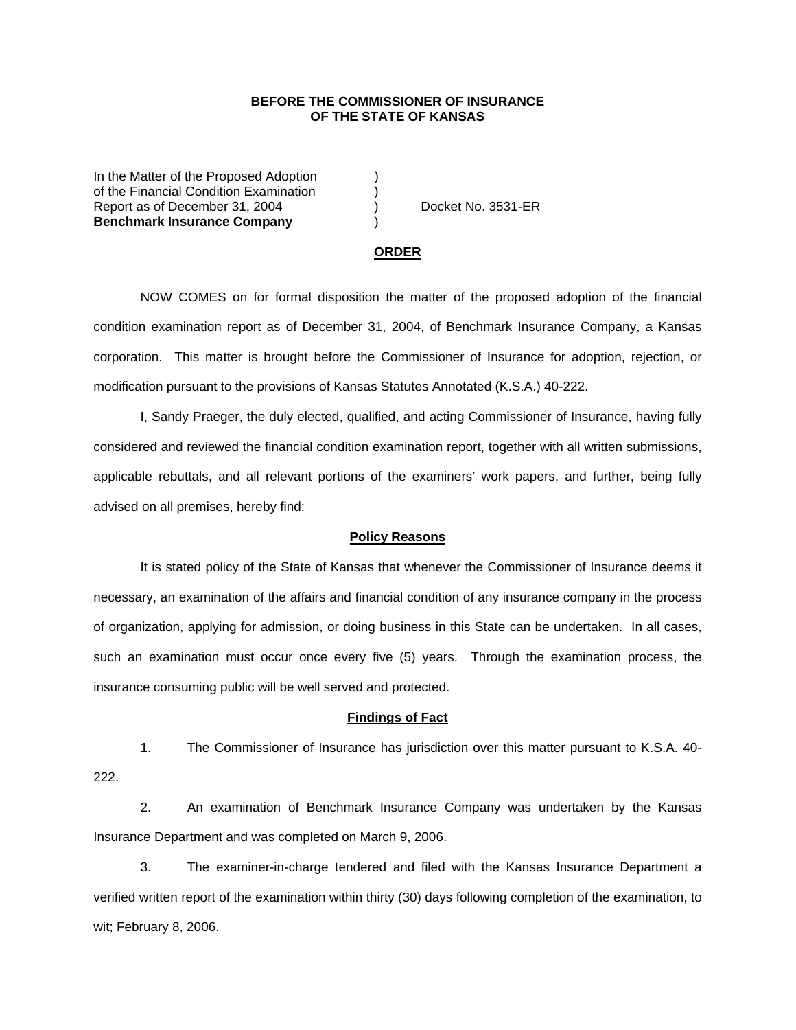**BEFORE THE COMMISSIONER OF INSURANCE**
**OF THE STATE OF KANSAS**

| | | |
|---|---|---|
| In the Matter of the Proposed Adoption | ) | |
| of the Financial Condition Examination | ) | |
| Report as of December 31, 2004 | ) | Docket No. 3531-ER |
| **Benchmark Insurance Company** | ) | |

**ORDER**

NOW COMES on for formal disposition the matter of the proposed adoption of the financial condition examination report as of December 31, 2004, of Benchmark Insurance Company, a Kansas corporation. This matter is brought before the Commissioner of Insurance for adoption, rejection, or modification pursuant to the provisions of Kansas Statutes Annotated (K.S.A.) 40-222.

I, Sandy Praeger, the duly elected, qualified, and acting Commissioner of Insurance, having fully considered and reviewed the financial condition examination report, together with all written submissions, applicable rebuttals, and all relevant portions of the examiners' work papers, and further, being fully advised on all premises, hereby find:

**Policy Reasons**

It is stated policy of the State of Kansas that whenever the Commissioner of Insurance deems it necessary, an examination of the affairs and financial condition of any insurance company in the process of organization, applying for admission, or doing business in this State can be undertaken. In all cases, such an examination must occur once every five (5) years. Through the examination process, the insurance consuming public will be well served and protected.

**Findings of Fact**

1. The Commissioner of Insurance has jurisdiction over this matter pursuant to K.S.A. 40-222.

2. An examination of Benchmark Insurance Company was undertaken by the Kansas Insurance Department and was completed on March 9, 2006.

3. The examiner-in-charge tendered and filed with the Kansas Insurance Department a verified written report of the examination within thirty (30) days following completion of the examination, to wit; February 8, 2006.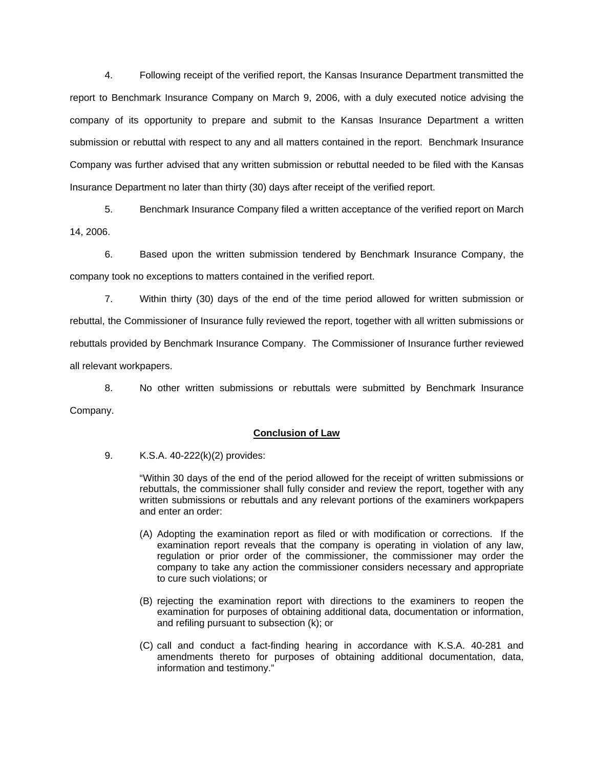4. Following receipt of the verified report, the Kansas Insurance Department transmitted the report to Benchmark Insurance Company on March 9, 2006, with a duly executed notice advising the company of its opportunity to prepare and submit to the Kansas Insurance Department a written submission or rebuttal with respect to any and all matters contained in the report. Benchmark Insurance Company was further advised that any written submission or rebuttal needed to be filed with the Kansas Insurance Department no later than thirty (30) days after receipt of the verified report.

5. Benchmark Insurance Company filed a written acceptance of the verified report on March 14, 2006.

6. Based upon the written submission tendered by Benchmark Insurance Company, the company took no exceptions to matters contained in the verified report.

7. Within thirty (30) days of the end of the time period allowed for written submission or rebuttal, the Commissioner of Insurance fully reviewed the report, together with all written submissions or rebuttals provided by Benchmark Insurance Company. The Commissioner of Insurance further reviewed all relevant workpapers.

8. No other written submissions or rebuttals were submitted by Benchmark Insurance Company.

**Conclusion of Law**

9. K.S.A. 40-222(k)(2) provides:

> "Within 30 days of the end of the period allowed for the receipt of written submissions or rebuttals, the commissioner shall fully consider and review the report, together with any written submissions or rebuttals and any relevant portions of the examiners workpapers and enter an order:
>
> (A) Adopting the examination report as filed or with modification or corrections. If the examination report reveals that the company is operating in violation of any law, regulation or prior order of the commissioner, the commissioner may order the company to take any action the commissioner considers necessary and appropriate to cure such violations; or
>
> (B) rejecting the examination report with directions to the examiners to reopen the examination for purposes of obtaining additional data, documentation or information, and refiling pursuant to subsection (k); or
>
> (C) call and conduct a fact-finding hearing in accordance with K.S.A. 40-281 and amendments thereto for purposes of obtaining additional documentation, data, information and testimony."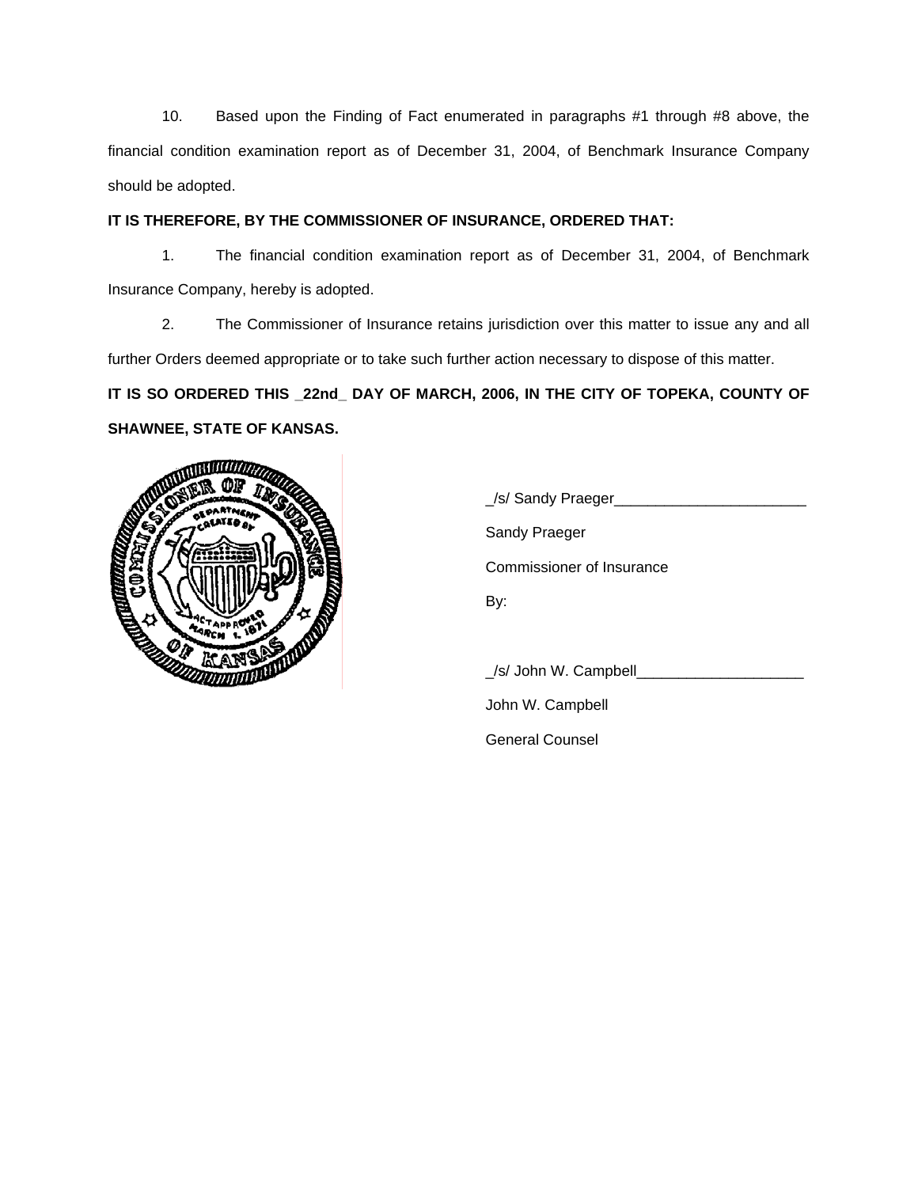10. Based upon the Finding of Fact enumerated in paragraphs #1 through #8 above, the financial condition examination report as of December 31, 2004, of Benchmark Insurance Company should be adopted.

**IT IS THEREFORE, BY THE COMMISSIONER OF INSURANCE, ORDERED THAT:**

1. The financial condition examination report as of December 31, 2004, of Benchmark Insurance Company, hereby is adopted.

2. The Commissioner of Insurance retains jurisdiction over this matter to issue any and all further Orders deemed appropriate or to take such further action necessary to dispose of this matter.

**IT IS SO ORDERED THIS _22nd_ DAY OF MARCH, 2006, IN THE CITY OF TOPEKA, COUNTY OF SHAWNEE, STATE OF KANSAS.**

_/s/ Sandy Praeger_______________________

Sandy Praeger

Commissioner of Insurance

By:

_/s/ John W. Campbell____________________

John W. Campbell

General Counsel